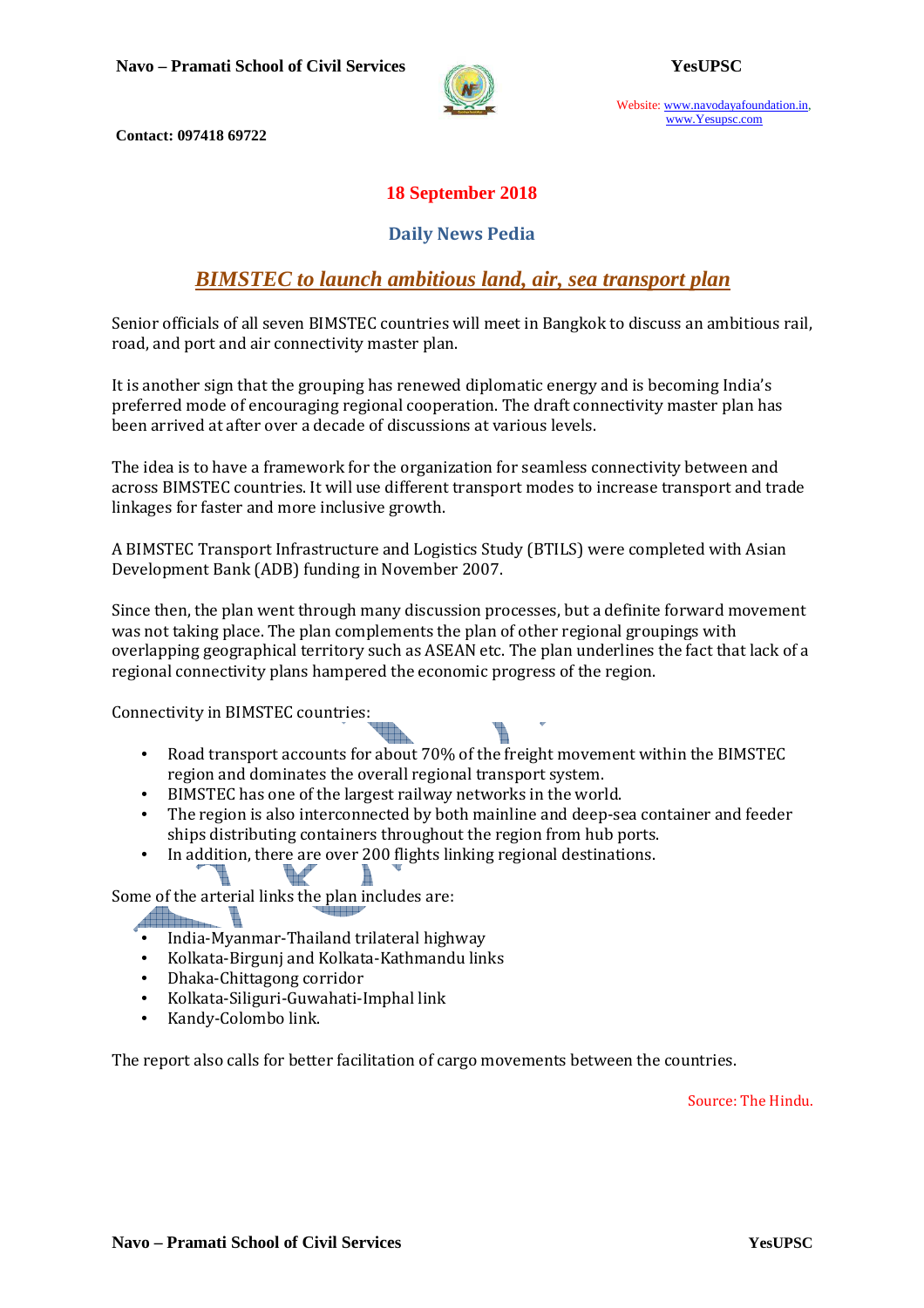**18 September 2018**

## Daily News Pedia

# *BIMSTEC to launch ambitious land, air, sea transport plan*

Senior officials of all seven BIMSTEC countries will meet in Bangkok to discuss an ambitious rail, road, and port and air connectivity master plan.

It is another sign that the grouping has renewed diplomatic energy and is becoming India's preferred mode of encouraging regional cooperation. The draft connectivity master plan has been arrived at after over a decade of discussions at various levels.

The idea is to have a framework for the organization for seamless connectivity between and across BIMSTEC countries. It will use different transport modes to increase transport and trade linkages for faster and more inclusive growth.

A BIMSTEC Transport Infrastructure and Logistics Study (BTILS) were completed with Asian Development Bank (ADB) funding in November 2007.

Since then, the plan went through many discussion processes, but a definite forward movement was not taking place. The plan complements the plan of other regional groupings with overlapping geographical territory such as ASEAN etc. The plan underlines the fact that lack of a regional connectivity plans hampered the economic progress of the region.

Connectivity in BIMSTEC countries:

- Road transport accounts for about 70% of the freight movement within the BIMSTEC region and dominates the overall regional transport system.
- BIMSTEC has one of the largest railway networks in the world.
- The region is also interconnected by both mainline and deep-sea container and feeder ships distributing containers throughout the region from hub ports.
- In addition, there are over 200 flights linking regional destinations.

Some of the arterial links the plan includes are:

- India-Myanmar-Thailand trilateral highway
- Kolkata-Birgunj and Kolkata-Kathmandu links
- Dhaka-Chittagong corridor
- Kolkata-Siliguri-Guwahati-Imphal link
- Kandy-Colombo link.

The report also calls for better facilitation of cargo movements between the countries.

Source: The Hindu.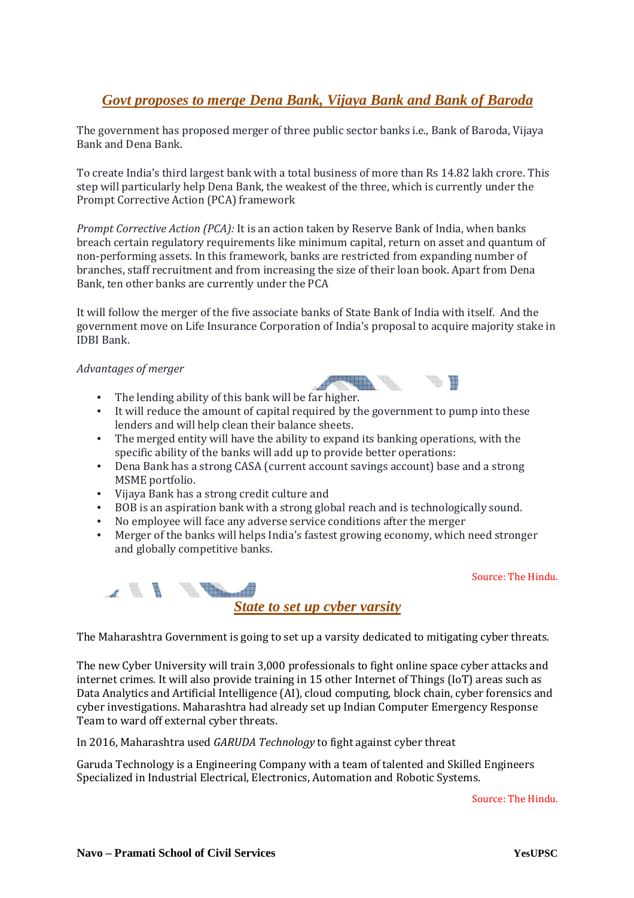## *Govt proposes to merge Dena Bank, Vijaya Bank and Bank of Baroda*

The government has proposed merger of three public sector banks i.e., Bank of Baroda, Vijaya Bank and Dena Bank.

To create India's third largest bank with a total business of more than Rs 14.82 lakh crore. This step will particularly help Dena Bank, the weakest of the three, which is currently under the Prompt Corrective Action (PCA) framework

*Prompt Corrective Action (PCA):* It is an action taken by Reserve Bank of India, when banks breach certain regulatory requirements like minimum capital, return on asset and quantum of non-performing assets. In this framework, banks are restricted from expanding number of branches, staff recruitment and from increasing the size of their loan book. Apart from Dena Bank, ten other banks are currently under the PCA

It will follow the merger of the five associate banks of State Bank of India with itself. And the government move on Life Insurance Corporation of India's proposal to acquire majority stake in IDBI Bank.

*Advantages of merger*

- The lending ability of this bank will be far higher.
- It will reduce the amount of capital required by the government to pump into these lenders and will help clean their balance sheets.
- The merged entity will have the ability to expand its banking operations, with the specific ability of the banks will add up to provide better operations:
- Dena Bank has a strong CASA (current account savings account) base and a strong MSME portfolio.
- Vijaya Bank has a strong credit culture and
- BOB is an aspiration bank with a strong global reach and is technologically sound.
- No employee will face any adverse service conditions after the merger
- Merger of the banks will helps India's fastest growing economy, which need stronger and globally competitive banks.

Source: The Hindu.

## *State to set up cyber varsity*

The Maharashtra Government is going to set up a varsity dedicated to mitigating cyber threats.

The new Cyber University will train 3,000 professionals to fight online space cyber attacks and internet crimes. It will also provide training in 15 other Internet of Things (IoT) areas such as Data Analytics and Artificial Intelligence (AI), cloud computing, block chain, cyber forensics and cyber investigations. Maharashtra had already set up Indian Computer Emergency Response Team to ward off external cyber threats.

In 2016, Maharashtra used *GARUDA Technology* to fight against cyber threat

Garuda Technology is a Engineering Company with a team of talented and Skilled Engineers Specialized in Industrial Electrical, Electronics, Automation and Robotic Systems.

Source: The Hindu.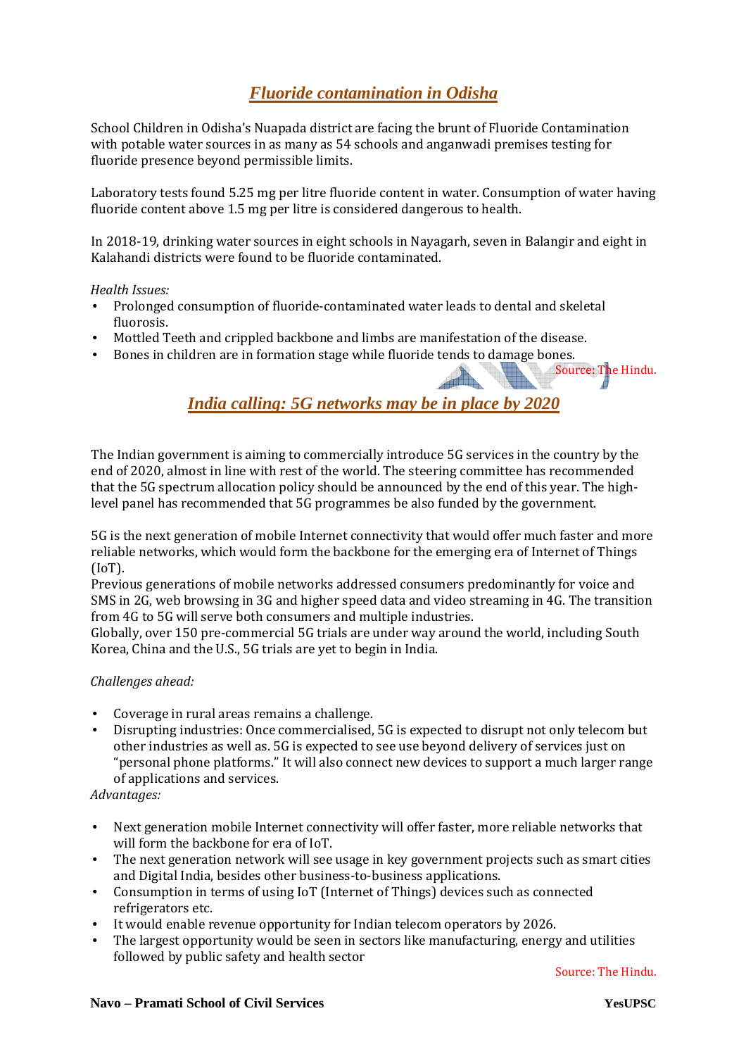## *Fluoride contamination in Odisha*

School Children in Odisha's Nuapada district are facing the brunt of Fluoride Contamination with potable water sources in as many as 54 schools and anganwadi premises testing for fluoride presence beyond permissible limits.

Laboratory tests found 5.25 mg per litre fluoride content in water. Consumption of water having fluoride content above 1.5 mg per litre is considered dangerous to health.

In 2018-19, drinking water sources in eight schools in Nayagarh, seven in Balangir and eight in Kalahandi districts were found to be fluoride contaminated.

*Health Issues:*

- Prolonged consumption of fluoride-contaminated water leads to dental and skeletal fluorosis.
- Mottled Teeth and crippled backbone and limbs are manifestation of the disease.
- Bones in children are in formation stage while fluoride tends to damage bones.

Source: The Hindu.

## *India calling: 5G networks may be in place by 2020*

The Indian government is aiming to commercially introduce 5G services in the country by the end of 2020, almost in line with rest of the world. The steering committee has recommended that the 5G spectrum allocation policy should be announced by the end of this year. The high-level panel has recommended that 5G programmes be also funded by the government.

5G is the next generation of mobile Internet connectivity that would offer much faster and more reliable networks, which would form the backbone for the emerging era of Internet of Things (IoT).
Previous generations of mobile networks addressed consumers predominantly for voice and SMS in 2G, web browsing in 3G and higher speed data and video streaming in 4G. The transition from 4G to 5G will serve both consumers and multiple industries.
Globally, over 150 pre-commercial 5G trials are under way around the world, including South Korea, China and the U.S., 5G trials are yet to begin in India.

*Challenges ahead:*

- Coverage in rural areas remains a challenge.
- Disrupting industries: Once commercialised, 5G is expected to disrupt not only telecom but other industries as well as. 5G is expected to see use beyond delivery of services just on "personal phone platforms." It will also connect new devices to support a much larger range of applications and services.

*Advantages:*

- Next generation mobile Internet connectivity will offer faster, more reliable networks that will form the backbone for era of IoT.
- The next generation network will see usage in key government projects such as smart cities and Digital India, besides other business-to-business applications.
- Consumption in terms of using IoT (Internet of Things) devices such as connected refrigerators etc.
- It would enable revenue opportunity for Indian telecom operators by 2026.
- The largest opportunity would be seen in sectors like manufacturing, energy and utilities followed by public safety and health sector

Source: The Hindu.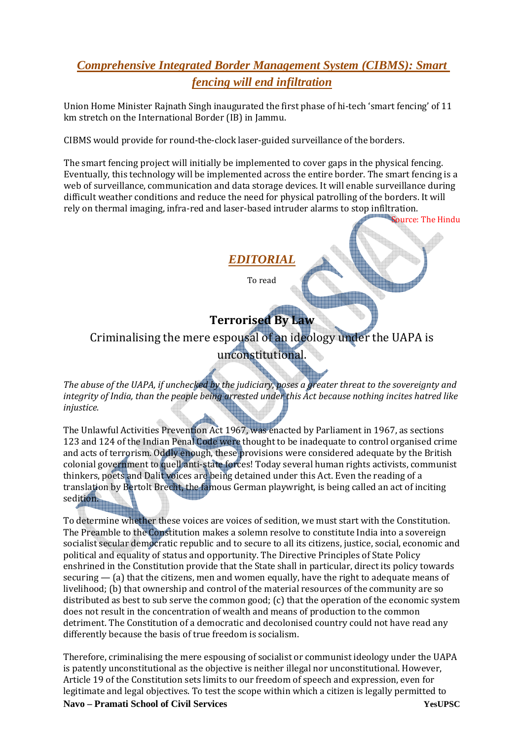## *Comprehensive Integrated Border Management System (CIBMS): Smart fencing will end infiltration*

Union Home Minister Rajnath Singh inaugurated the first phase of hi-tech 'smart fencing' of 11 km stretch on the International Border (IB) in Jammu.

CIBMS would provide for round-the-clock laser-guided surveillance of the borders.

The smart fencing project will initially be implemented to cover gaps in the physical fencing. Eventually, this technology will be implemented across the entire border. The smart fencing is a web of surveillance, communication and data storage devices. It will enable surveillance during difficult weather conditions and reduce the need for physical patrolling of the borders. It will rely on thermal imaging, infra-red and laser-based intruder alarms to stop infiltration.

Source: The Hindu

## *EDITORIAL*

To read

### Terrorised By Law

Criminalising the mere espousal of an ideology under the UAPA is unconstitutional.

*The abuse of the UAPA, if unchecked by the judiciary, poses a greater threat to the sovereignty and integrity of India, than the people being arrested under this Act because nothing incites hatred like injustice.*

The Unlawful Activities Prevention Act 1967, was enacted by Parliament in 1967, as sections 123 and 124 of the Indian Penal Code were thought to be inadequate to control organised crime and acts of terrorism. Oddly enough, these provisions were considered adequate by the British colonial government to quell anti-state forces! Today several human rights activists, communist thinkers, poets and Dalit voices are being detained under this Act. Even the reading of a translation by Bertolt Brecht, the famous German playwright, is being called an act of inciting sedition.

To determine whether these voices are voices of sedition, we must start with the Constitution. The Preamble to the Constitution makes a solemn resolve to constitute India into a sovereign socialist secular democratic republic and to secure to all its citizens, justice, social, economic and political and equality of status and opportunity. The Directive Principles of State Policy enshrined in the Constitution provide that the State shall in particular, direct its policy towards securing — (a) that the citizens, men and women equally, have the right to adequate means of livelihood; (b) that ownership and control of the material resources of the community are so distributed as best to sub serve the common good; (c) that the operation of the economic system does not result in the concentration of wealth and means of production to the common detriment. The Constitution of a democratic and decolonised country could not have read any differently because the basis of true freedom is socialism.

Therefore, criminalising the mere espousing of socialist or communist ideology under the UAPA is patently unconstitutional as the objective is neither illegal nor unconstitutional. However, Article 19 of the Constitution sets limits to our freedom of speech and expression, even for legitimate and legal objectives. To test the scope within which a citizen is legally permitted to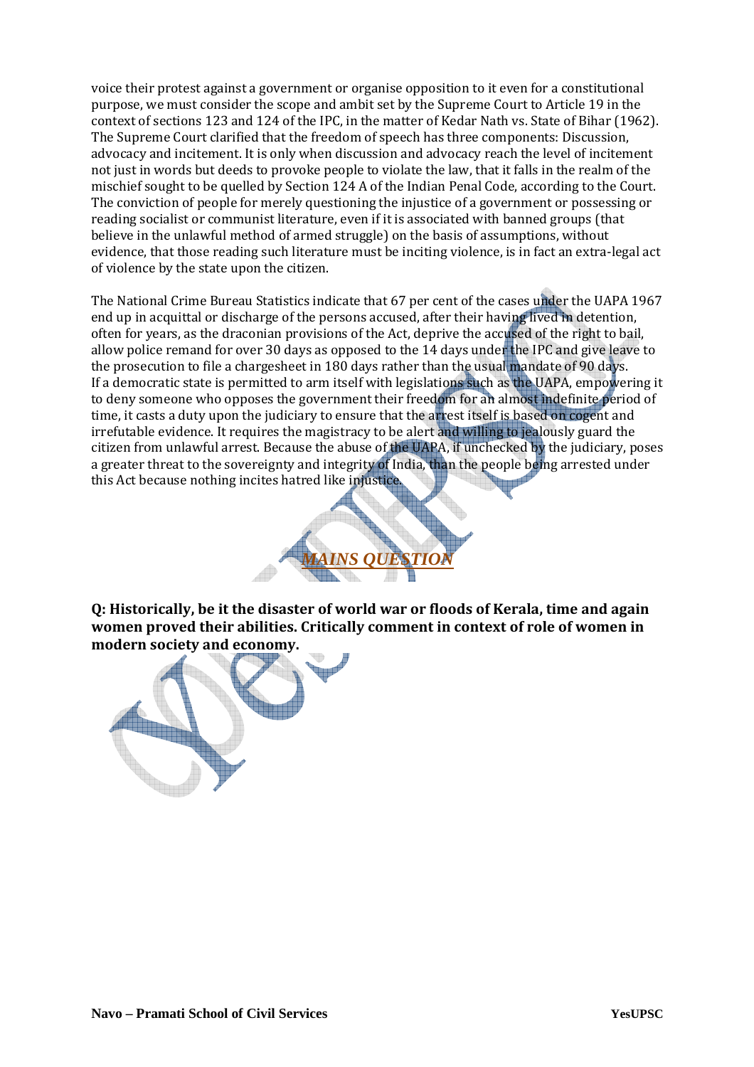voice their protest against a government or organise opposition to it even for a constitutional purpose, we must consider the scope and ambit set by the Supreme Court to Article 19 in the context of sections 123 and 124 of the IPC, in the matter of Kedar Nath vs. State of Bihar (1962). The Supreme Court clarified that the freedom of speech has three components: Discussion, advocacy and incitement. It is only when discussion and advocacy reach the level of incitement not just in words but deeds to provoke people to violate the law, that it falls in the realm of the mischief sought to be quelled by Section 124 A of the Indian Penal Code, according to the Court. The conviction of people for merely questioning the injustice of a government or possessing or reading socialist or communist literature, even if it is associated with banned groups (that believe in the unlawful method of armed struggle) on the basis of assumptions, without evidence, that those reading such literature must be inciting violence, is in fact an extra-legal act of violence by the state upon the citizen.

The National Crime Bureau Statistics indicate that 67 per cent of the cases under the UAPA 1967 end up in acquittal or discharge of the persons accused, after their having lived in detention, often for years, as the draconian provisions of the Act, deprive the accused of the right to bail, allow police remand for over 30 days as opposed to the 14 days under the IPC and give leave to the prosecution to file a chargesheet in 180 days rather than the usual mandate of 90 days. If a democratic state is permitted to arm itself with legislations such as the UAPA, empowering it to deny someone who opposes the government their freedom for an almost indefinite period of time, it casts a duty upon the judiciary to ensure that the arrest itself is based on cogent and irrefutable evidence. It requires the magistracy to be alert and willing to jealously guard the citizen from unlawful arrest. Because the abuse of the UAPA, if unchecked by the judiciary, poses a greater threat to the sovereignty and integrity of India, than the people being arrested under this Act because nothing incites hatred like injustice.

## *MAINS QUESTION*

**Q: Historically, be it the disaster of world war or floods of Kerala, time and again women proved their abilities. Critically comment in context of role of women in modern society and economy.**